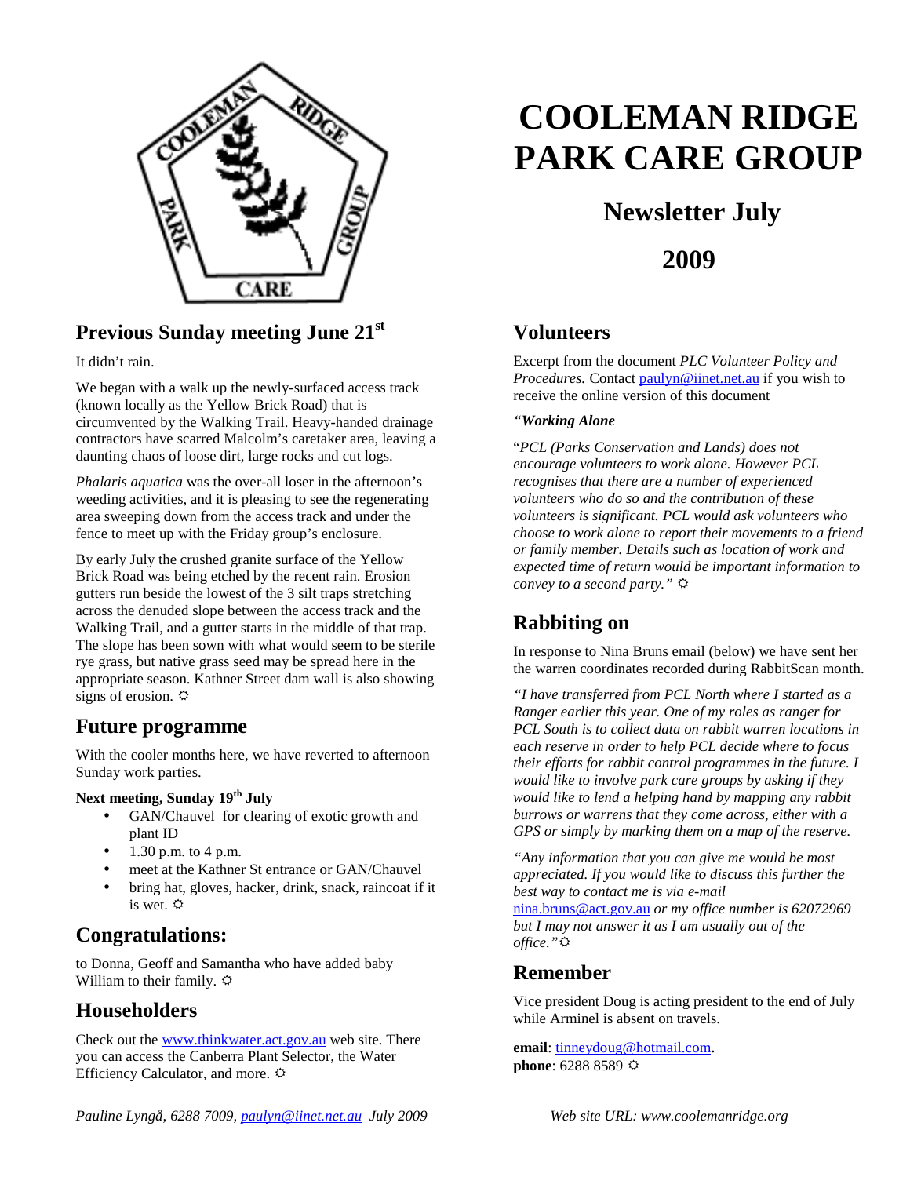# COOLEMAN RIDGE PARK CARE GROUP

## Newsletter July 2009

## Previous Sunday meeting June 21st

It didn't rain.

We began with a walk up the newly-surfaced access track (known locally as the Yellow Brick Road) that is circumvented by the Walking Trail. Heavy-handed drainage contractors have scarred Malcolm's caretaker area, leaving a daunting chaos of loose dirt, large rocks and cut logs.

*Phalaris aquatica* was the over-all loser in the afternoon's weeding activities, and it is pleasing to see the regenerating area sweeping down from the access track and under the fence to meet up with the Friday group's enclosure.

By early July the crushed granite surface of the Yellow Brick Road was being etched by the recent rain. Erosion gutters run beside the lowest of the 3 silt traps stretching across the denuded slope between the access track and the Walking Trail, and a gutter starts in the middle of that trap. The slope has been sown with what would seem to be sterile rye grass, but native grass seed may be spread here in the appropriate season. Kathner Street dam wall is also showing signs of erosion. ☼

## Future programme

With the cooler months here, we have reverted to afternoon Sunday work parties.

**Next meeting, Sunday 19th July**

- GAN/Chauvel for clearing of exotic growth and plant ID
- 1.30 p.m. to 4 p.m.
- meet at the Kathner St entrance or GAN/Chauvel
- bring hat, gloves, hacker, drink, snack, raincoat if it is wet. ☼

## Congratulations:

to Donna, Geoff and Samantha who have added baby William to their family. ☼

## Householders

Check out the www.thinkwater.act.gov.au web site. There you can access the Canberra Plant Selector, the Water Efficiency Calculator, and more. ☼

## Volunteers

Excerpt from the document *PLC Volunteer Policy and Procedures.* Contact paulyn@iinet.net.au if you wish to receive the online version of this document

*"**Working Alone***

*"PCL (Parks Conservation and Lands) does not encourage volunteers to work alone. However PCL recognises that there are a number of experienced volunteers who do so and the contribution of these volunteers is significant. PCL would ask volunteers who choose to work alone to report their movements to a friend or family member. Details such as location of work and expected time of return would be important information to convey to a second party."* ☼

## Rabbiting on

In response to Nina Bruns email (below) we have sent her the warren coordinates recorded during RabbitScan month.

*"I have transferred from PCL North where I started as a Ranger earlier this year. One of my roles as ranger for PCL South is to collect data on rabbit warren locations in each reserve in order to help PCL decide where to focus their efforts for rabbit control programmes in the future. I would like to involve park care groups by asking if they would like to lend a helping hand by mapping any rabbit burrows or warrens that they come across, either with a GPS or simply by marking them on a map of the reserve.*

*"Any information that you can give me would be most appreciated. If you would like to discuss this further the best way to contact me is via e-mail* nina.bruns@act.gov.au *or my office number is 62072969 but I may not answer it as I am usually out of the office."* ☼

## Remember

Vice president Doug is acting president to the end of July while Arminel is absent on travels.

**email**: tinneydoug@hotmail.com.
**phone**: 6288 8589 ☼

*Pauline Lyngå, 6288 7009, paulyn@iinet.net.au July 2009*

*Web site URL: www.coolemanridge.org*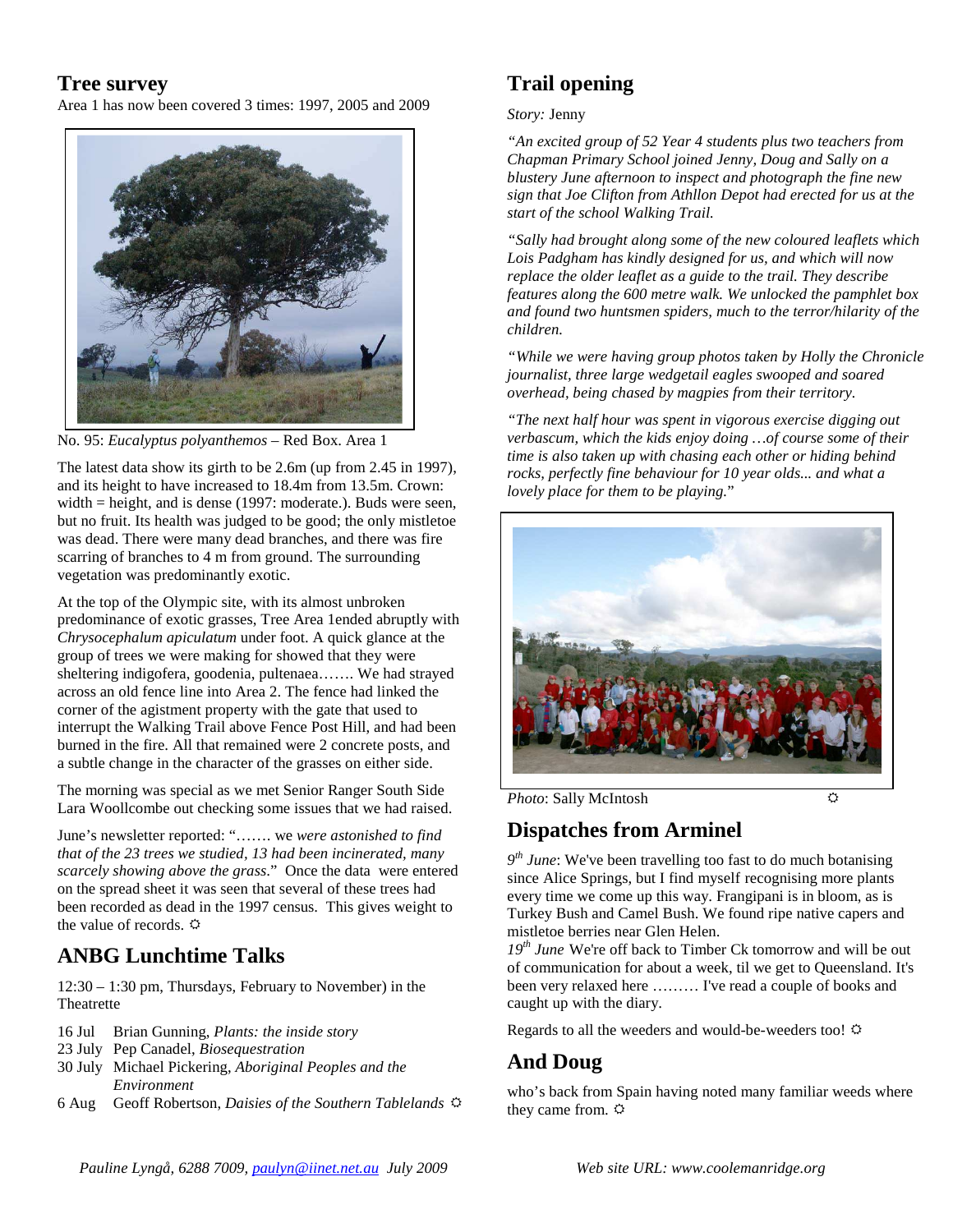## Tree survey

Area 1 has now been covered 3 times: 1997, 2005 and 2009

No. 95: *Eucalyptus polyanthemos* – Red Box. Area 1

The latest data show its girth to be 2.6m (up from 2.45 in 1997), and its height to have increased to 18.4m from 13.5m. Crown: width = height, and is dense (1997: moderate.). Buds were seen, but no fruit. Its health was judged to be good; the only mistletoe was dead. There were many dead branches, and there was fire scarring of branches to 4 m from ground. The surrounding vegetation was predominantly exotic.

At the top of the Olympic site, with its almost unbroken predominance of exotic grasses, Tree Area 1ended abruptly with *Chrysocephalum apiculatum* under foot. A quick glance at the group of trees we were making for showed that they were sheltering indigofera, goodenia, pultenaea……. We had strayed across an old fence line into Area 2. The fence had linked the corner of the agistment property with the gate that used to interrupt the Walking Trail above Fence Post Hill, and had been burned in the fire. All that remained were 2 concrete posts, and a subtle change in the character of the grasses on either side.

The morning was special as we met Senior Ranger South Side Lara Woollcombe out checking some issues that we had raised.

June's newsletter reported: "……. we *were astonished to find that of the 23 trees we studied, 13 had been incinerated, many scarcely showing above the grass*." Once the data were entered on the spread sheet it was seen that several of these trees had been recorded as dead in the 1997 census. This gives weight to the value of records. ☼

## ANBG Lunchtime Talks

12:30 – 1:30 pm, Thursdays, February to November) in the Theatrette

- 16 Jul Brian Gunning, *Plants: the inside story*
- 23 July Pep Canadel, *Biosequestration*
- 30 July Michael Pickering, *Aboriginal Peoples and the Environment*
- 6 Aug Geoff Robertson, *Daisies of the Southern Tablelands* ☼

## Trail opening

*Story:* Jenny

*"An excited group of 52 Year 4 students plus two teachers from Chapman Primary School joined Jenny, Doug and Sally on a blustery June afternoon to inspect and photograph the fine new sign that Joe Clifton from Athllon Depot had erected for us at the start of the school Walking Trail.*

*"Sally had brought along some of the new coloured leaflets which Lois Padgham has kindly designed for us, and which will now replace the older leaflet as a guide to the trail. They describe features along the 600 metre walk. We unlocked the pamphlet box and found two huntsmen spiders, much to the terror/hilarity of the children.*

*"While we were having group photos taken by Holly the Chronicle journalist, three large wedgetail eagles swooped and soared overhead, being chased by magpies from their territory.*

*"The next half hour was spent in vigorous exercise digging out verbascum, which the kids enjoy doing …of course some of their time is also taken up with chasing each other or hiding behind rocks, perfectly fine behaviour for 10 year olds... and what a lovely place for them to be playing.*"

*Photo*: Sally McIntosh ☼

## Dispatches from Arminel

*9th June*: We've been travelling too fast to do much botanising since Alice Springs, but I find myself recognising more plants every time we come up this way. Frangipani is in bloom, as is Turkey Bush and Camel Bush. We found ripe native capers and mistletoe berries near Glen Helen.

*19th June* We're off back to Timber Ck tomorrow and will be out of communication for about a week, til we get to Queensland. It's been very relaxed here ……… I've read a couple of books and caught up with the diary.

Regards to all the weeders and would-be-weeders too! ☼

## And Doug

who's back from Spain having noted many familiar weeds where they came from. ☼

*Pauline Lyngå, 6288 7009, paulyn@iinet.net.au July 2009* *Web site URL: www.coolemanridge.org*